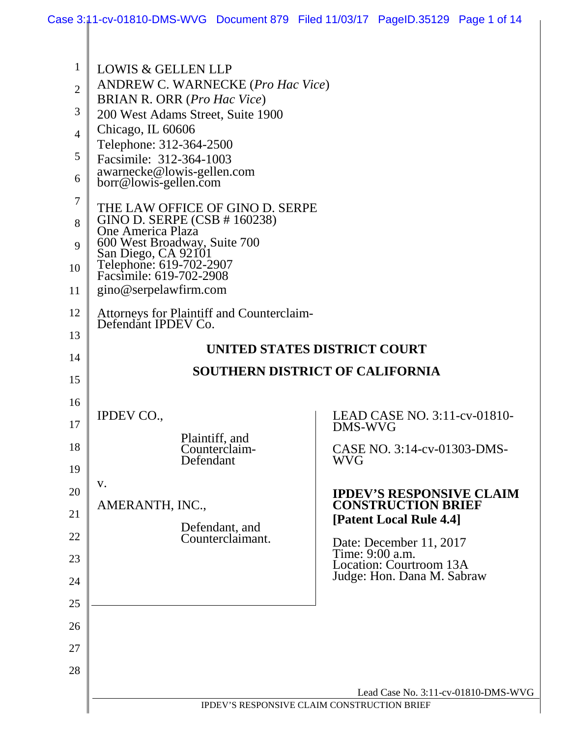LOWIS & GELLEN LLP
ANDREW C. WARNECKE (*Pro Hac Vice*)
BRIAN R. ORR (*Pro Hac Vice*)
200 West Adams Street, Suite 1900
Chicago, IL 60606
Telephone: 312-364-2500
Facsimile: 312-364-1003
awarnecke@lowis-gellen.com
borr@lowis-gellen.com

THE LAW OFFICE OF GINO D. SERPE
GINO D. SERPE (CSB # 160238)
One America Plaza
600 West Broadway, Suite 700
San Diego, CA 92101
Telephone: 619-702-2907
Facsimile: 619-702-2908
gino@serpelawfirm.com

Attorneys for Plaintiff and Counterclaim-Defendant IPDEV Co.

**UNITED STATES DISTRICT COURT**

**SOUTHERN DISTRICT OF CALIFORNIA**

IPDEV CO.,

Plaintiff, and Counterclaim-Defendant

v.

AMERANTH, INC.,

Defendant, and Counterclaimant.

LEAD CASE NO. 3:11-cv-01810-DMS-WVG

CASE NO. 3:14-cv-01303-DMS-WVG

**IPDEV'S RESPONSIVE CLAIM CONSTRUCTION BRIEF**
**[Patent Local Rule 4.4]**

Date: December 11, 2017
Time: 9:00 a.m.
Location: Courtroom 13A
Judge: Hon. Dana M. Sabraw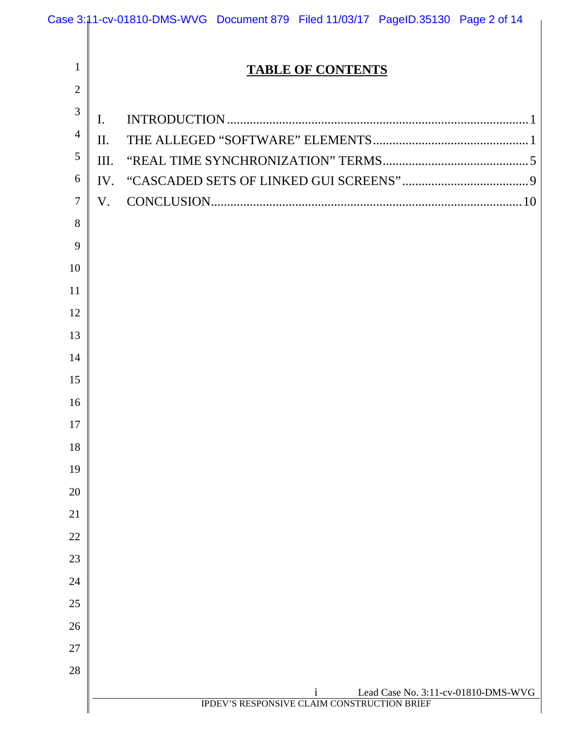# TABLE OF CONTENTS

I. INTRODUCTION ........ 1

II. THE ALLEGED "SOFTWARE" ELEMENTS ........ 1

III. "REAL TIME SYNCHRONIZATION" TERMS ........ 5

IV. "CASCADED SETS OF LINKED GUI SCREENS" ........ 9

V. CONCLUSION ........ 10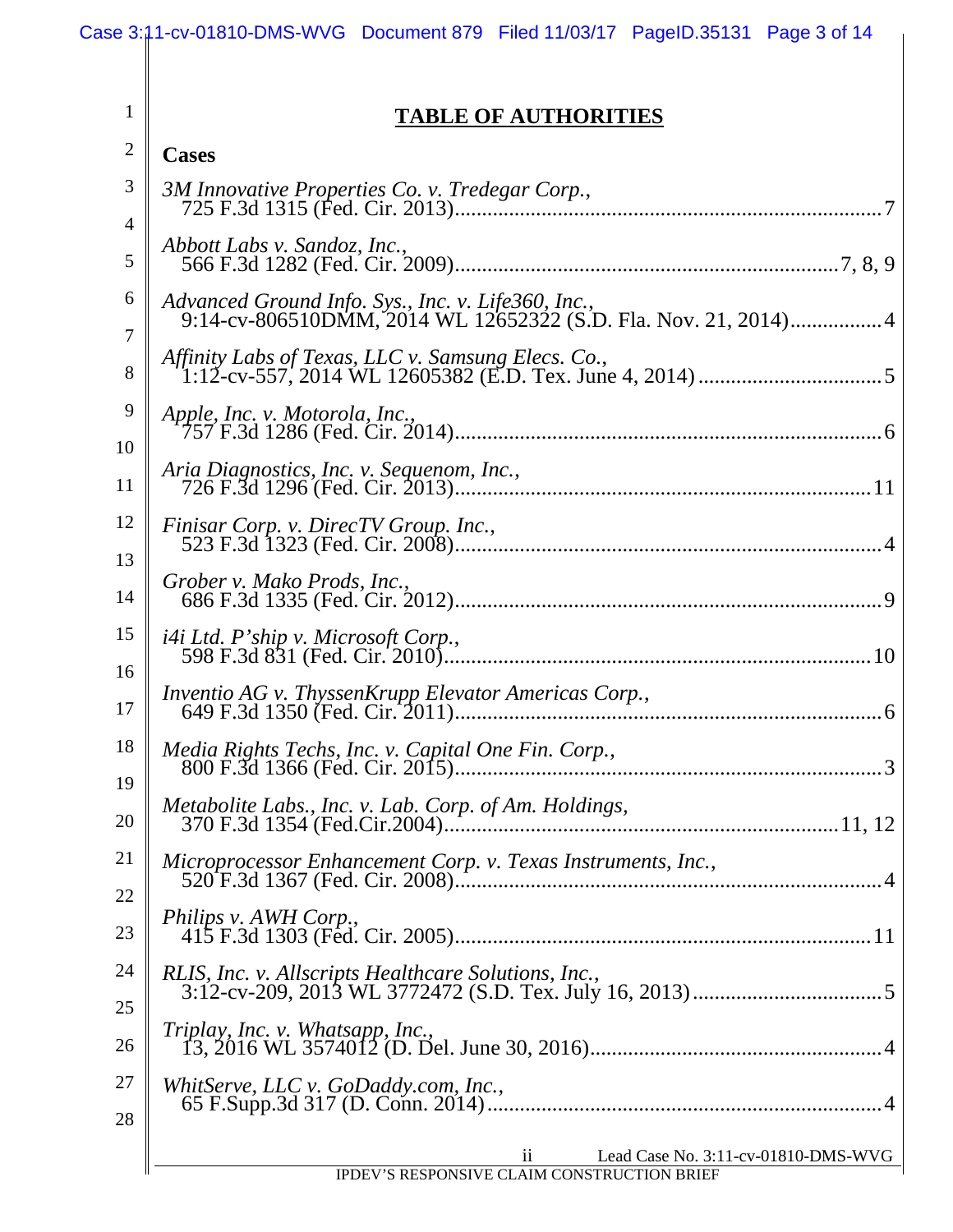# TABLE OF AUTHORITIES

## Cases

*3M Innovative Properties Co. v. Tredegar Corp.*,
725 F.3d 1315 (Fed. Cir. 2013)....................7

*Abbott Labs v. Sandoz, Inc.*,
566 F.3d 1282 (Fed. Cir. 2009)....................7, 8, 9

*Advanced Ground Info. Sys., Inc. v. Life360, Inc.*,
9:14-cv-806510DMM, 2014 WL 12652322 (S.D. Fla. Nov. 21, 2014)....................4

*Affinity Labs of Texas, LLC v. Samsung Elecs. Co.*,
1:12-cv-557, 2014 WL 12605382 (E.D. Tex. June 4, 2014)....................5

*Apple, Inc. v. Motorola, Inc.*,
757 F.3d 1286 (Fed. Cir. 2014)....................6

*Aria Diagnostics, Inc. v. Sequenom, Inc.*,
726 F.3d 1296 (Fed. Cir. 2013)....................11

*Finisar Corp. v. DirecTV Group. Inc.*,
523 F.3d 1323 (Fed. Cir. 2008)....................4

*Grober v. Mako Prods, Inc.*,
686 F.3d 1335 (Fed. Cir. 2012)....................9

*i4i Ltd. P'ship v. Microsoft Corp.*,
598 F.3d 831 (Fed. Cir. 2010)....................10

*Inventio AG v. ThyssenKrupp Elevator Americas Corp.*,
649 F.3d 1350 (Fed. Cir. 2011)....................6

*Media Rights Techs, Inc. v. Capital One Fin. Corp.*,
800 F.3d 1366 (Fed. Cir. 2015)....................3

*Metabolite Labs., Inc. v. Lab. Corp. of Am. Holdings*,
370 F.3d 1354 (Fed.Cir.2004)....................11, 12

*Microprocessor Enhancement Corp. v. Texas Instruments, Inc.*,
520 F.3d 1367 (Fed. Cir. 2008)....................4

*Philips v. AWH Corp.*,
415 F.3d 1303 (Fed. Cir. 2005)....................11

*RLIS, Inc. v. Allscripts Healthcare Solutions, Inc.*,
3:12-cv-209, 2013 WL 3772472 (S.D. Tex. July 16, 2013)....................5

*Triplay, Inc. v. Whatsapp, Inc.*,
13, 2016 WL 3574012 (D. Del. June 30, 2016)....................4

*WhitServe, LLC v. GoDaddy.com, Inc.*,
65 F.Supp.3d 317 (D. Conn. 2014)....................4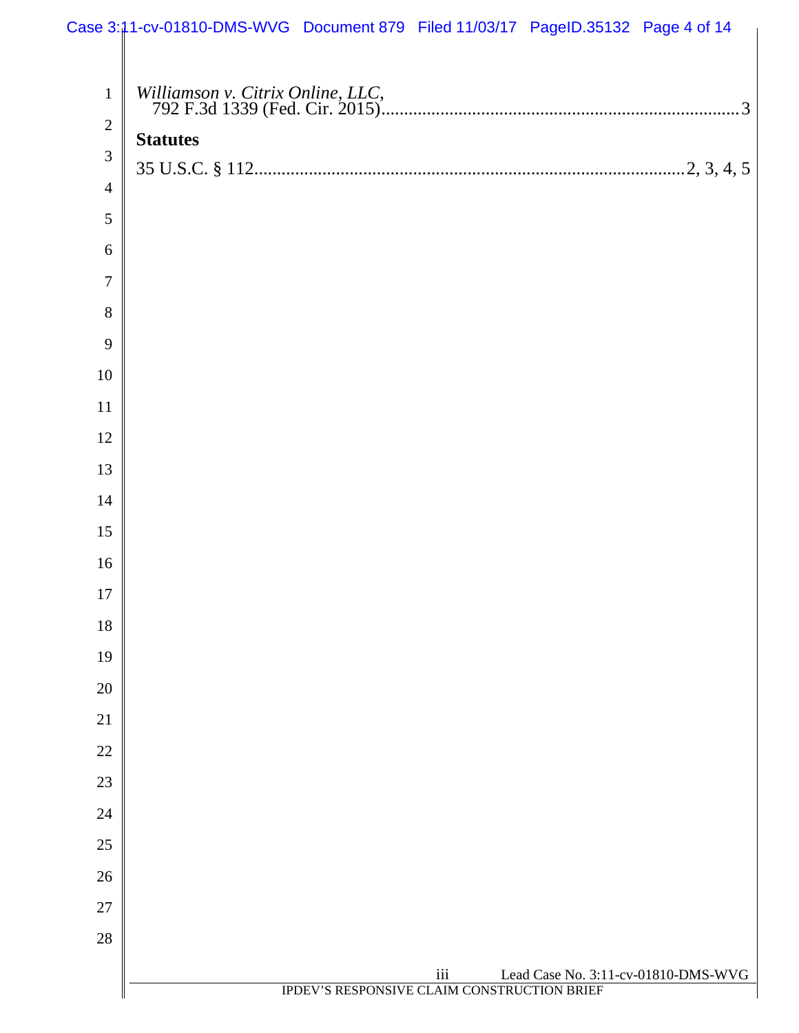*Williamson v. Citrix Online, LLC*,
792 F.3d 1339 (Fed. Cir. 2015)..............................................................................3

**Statutes**

35 U.S.C. § 112..............................................................................................2, 3, 4, 5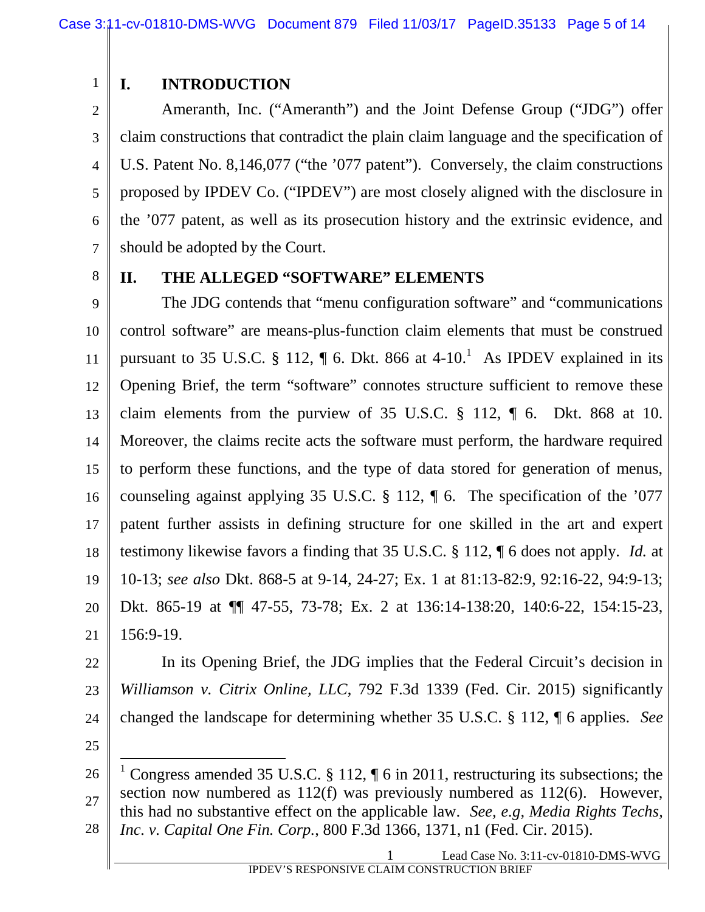## I. INTRODUCTION

Ameranth, Inc. ("Ameranth") and the Joint Defense Group ("JDG") offer claim constructions that contradict the plain claim language and the specification of U.S. Patent No. 8,146,077 ("the '077 patent"). Conversely, the claim constructions proposed by IPDEV Co. ("IPDEV") are most closely aligned with the disclosure in the '077 patent, as well as its prosecution history and the extrinsic evidence, and should be adopted by the Court.

## II. THE ALLEGED "SOFTWARE" ELEMENTS

The JDG contends that "menu configuration software" and "communications control software" are means-plus-function claim elements that must be construed pursuant to 35 U.S.C. § 112, ¶ 6. Dkt. 866 at 4-10.[1] As IPDEV explained in its Opening Brief, the term "software" connotes structure sufficient to remove these claim elements from the purview of 35 U.S.C. § 112, ¶ 6. Dkt. 868 at 10. Moreover, the claims recite acts the software must perform, the hardware required to perform these functions, and the type of data stored for generation of menus, counseling against applying 35 U.S.C. § 112, ¶ 6. The specification of the '077 patent further assists in defining structure for one skilled in the art and expert testimony likewise favors a finding that 35 U.S.C. § 112, ¶ 6 does not apply. *Id.* at 10-13; *see also* Dkt. 868-5 at 9-14, 24-27; Ex. 1 at 81:13-82:9, 92:16-22, 94:9-13; Dkt. 865-19 at ¶¶ 47-55, 73-78; Ex. 2 at 136:14-138:20, 140:6-22, 154:15-23, 156:9-19.

In its Opening Brief, the JDG implies that the Federal Circuit's decision in *Williamson v. Citrix Online, LLC*, 792 F.3d 1339 (Fed. Cir. 2015) significantly changed the landscape for determining whether 35 U.S.C. § 112, ¶ 6 applies. *See*

---

[1] Congress amended 35 U.S.C. § 112, ¶ 6 in 2011, restructuring its subsections; the section now numbered as 112(f) was previously numbered as 112(6). However, this had no substantive effect on the applicable law. *See, e.g, Media Rights Techs, Inc. v. Capital One Fin. Corp.,* 800 F.3d 1366, 1371, n1 (Fed. Cir. 2015).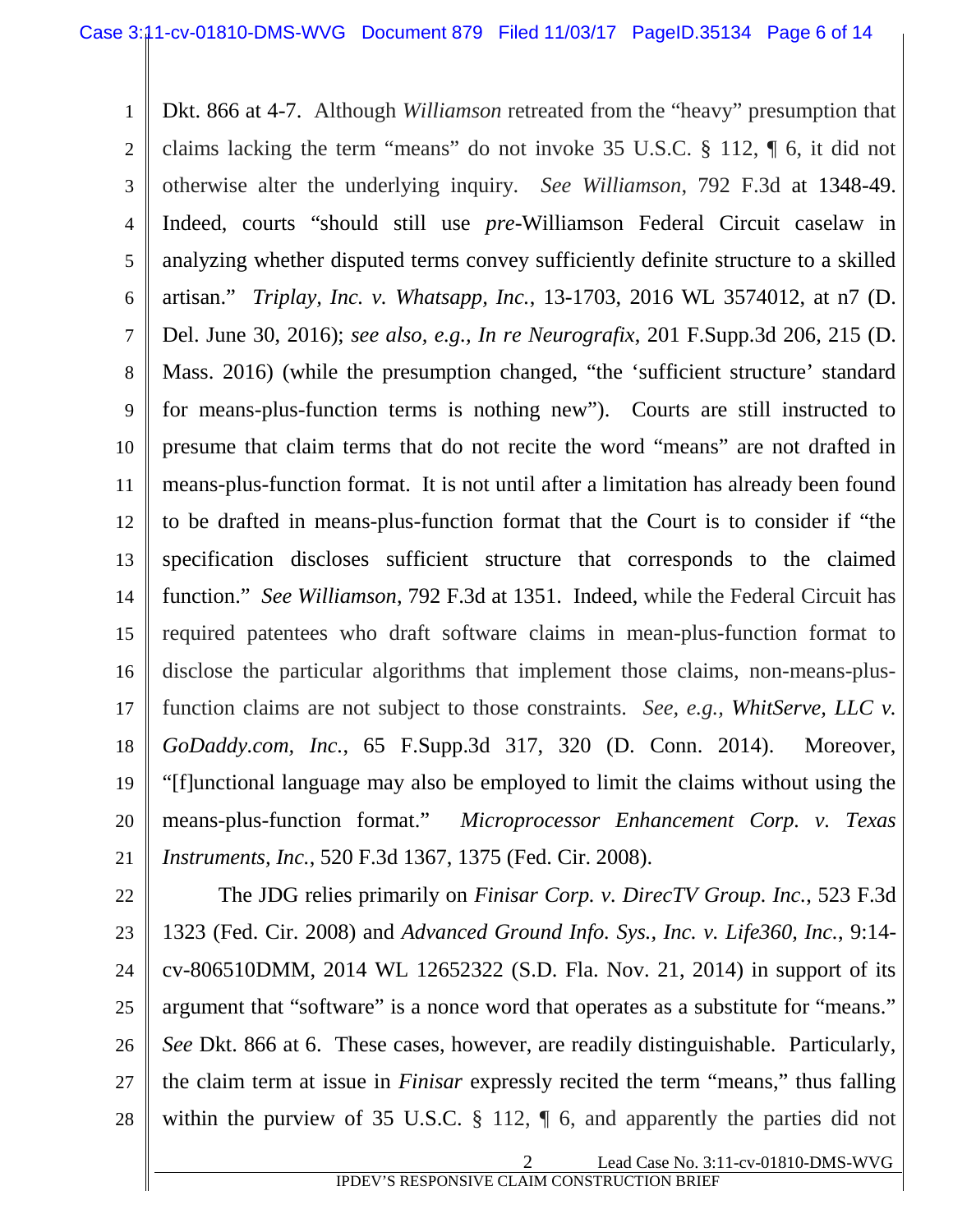Dkt. 866 at 4-7. Although *Williamson* retreated from the "heavy" presumption that claims lacking the term "means" do not invoke 35 U.S.C. § 112, ¶ 6, it did not otherwise alter the underlying inquiry. *See Williamson*, 792 F.3d at 1348-49. Indeed, courts "should still use *pre*-Williamson Federal Circuit caselaw in analyzing whether disputed terms convey sufficiently definite structure to a skilled artisan." *Triplay, Inc. v. Whatsapp, Inc.*, 13-1703, 2016 WL 3574012, at n7 (D. Del. June 30, 2016); *see also, e.g., In re Neurografix*, 201 F.Supp.3d 206, 215 (D. Mass. 2016) (while the presumption changed, "the 'sufficient structure' standard for means-plus-function terms is nothing new"). Courts are still instructed to presume that claim terms that do not recite the word "means" are not drafted in means-plus-function format. It is not until after a limitation has already been found to be drafted in means-plus-function format that the Court is to consider if "the specification discloses sufficient structure that corresponds to the claimed function." *See Williamson*, 792 F.3d at 1351. Indeed, while the Federal Circuit has required patentees who draft software claims in mean-plus-function format to disclose the particular algorithms that implement those claims, non-means-plus-function claims are not subject to those constraints. *See, e.g., WhitServe, LLC v. GoDaddy.com, Inc.*, 65 F.Supp.3d 317, 320 (D. Conn. 2014). Moreover, "[f]unctional language may also be employed to limit the claims without using the means-plus-function format." *Microprocessor Enhancement Corp. v. Texas Instruments, Inc.*, 520 F.3d 1367, 1375 (Fed. Cir. 2008).

The JDG relies primarily on *Finisar Corp. v. DirecTV Group. Inc.*, 523 F.3d 1323 (Fed. Cir. 2008) and *Advanced Ground Info. Sys., Inc. v. Life360, Inc.*, 9:14-cv-806510DMM, 2014 WL 12652322 (S.D. Fla. Nov. 21, 2014) in support of its argument that "software" is a nonce word that operates as a substitute for "means." *See* Dkt. 866 at 6. These cases, however, are readily distinguishable. Particularly, the claim term at issue in *Finisar* expressly recited the term "means," thus falling within the purview of 35 U.S.C. § 112, ¶ 6, and apparently the parties did not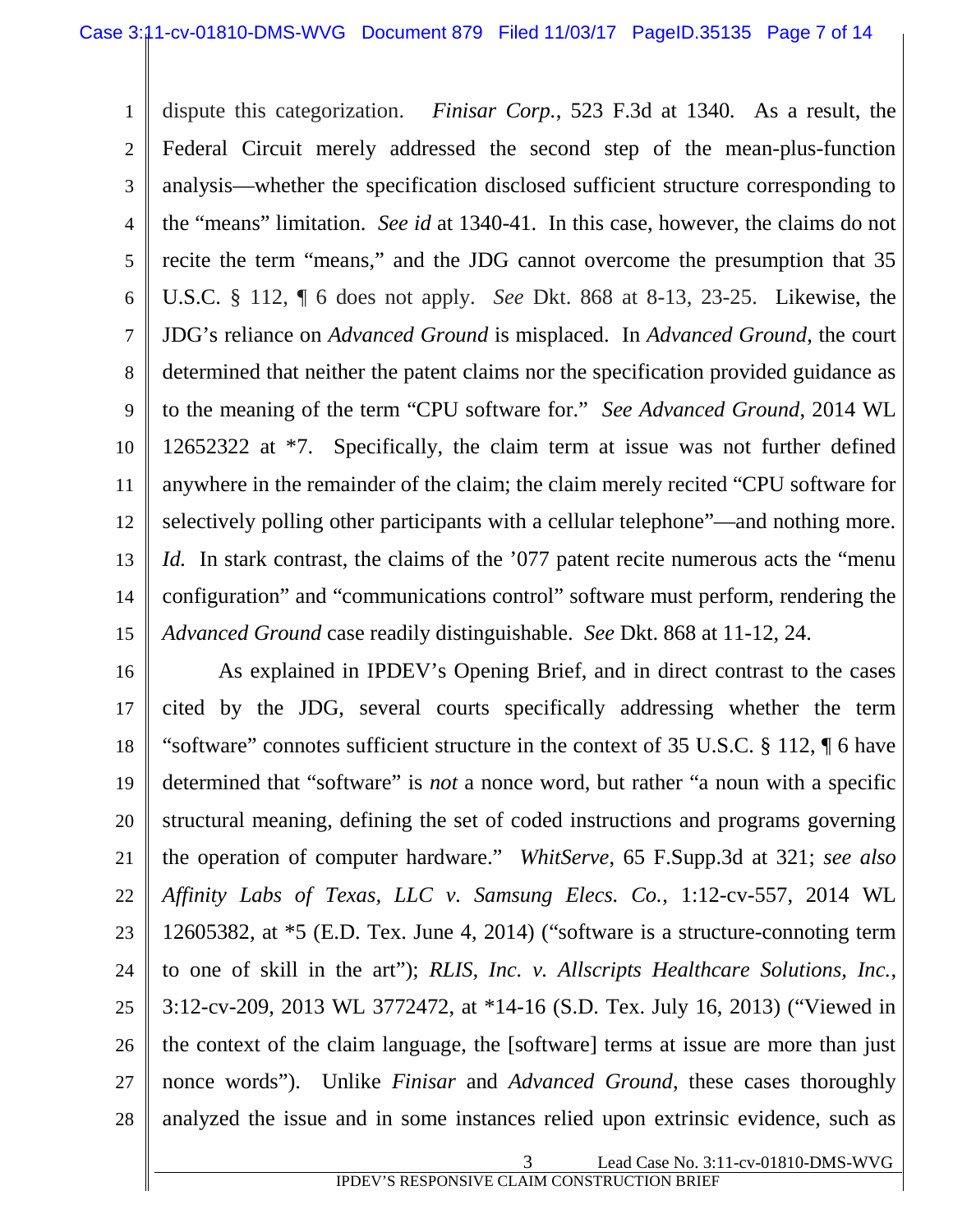dispute this categorization. *Finisar Corp.*, 523 F.3d at 1340. As a result, the Federal Circuit merely addressed the second step of the mean-plus-function analysis—whether the specification disclosed sufficient structure corresponding to the "means" limitation. *See id* at 1340-41. In this case, however, the claims do not recite the term "means," and the JDG cannot overcome the presumption that 35 U.S.C. § 112, ¶ 6 does not apply. *See* Dkt. 868 at 8-13, 23-25. Likewise, the JDG's reliance on *Advanced Ground* is misplaced. In *Advanced Ground*, the court determined that neither the patent claims nor the specification provided guidance as to the meaning of the term "CPU software for." *See Advanced Ground*, 2014 WL 12652322 at *7. Specifically, the claim term at issue was not further defined anywhere in the remainder of the claim; the claim merely recited "CPU software for selectively polling other participants with a cellular telephone"—and nothing more. *Id.* In stark contrast, the claims of the '077 patent recite numerous acts the "menu configuration" and "communications control" software must perform, rendering the *Advanced Ground* case readily distinguishable. *See* Dkt. 868 at 11-12, 24.

As explained in IPDEV's Opening Brief, and in direct contrast to the cases cited by the JDG, several courts specifically addressing whether the term "software" connotes sufficient structure in the context of 35 U.S.C. § 112, ¶ 6 have determined that "software" is *not* a nonce word, but rather "a noun with a specific structural meaning, defining the set of coded instructions and programs governing the operation of computer hardware." *WhitServe*, 65 F.Supp.3d at 321; *see also Affinity Labs of Texas, LLC v. Samsung Elecs. Co.*, 1:12-cv-557, 2014 WL 12605382, at *5 (E.D. Tex. June 4, 2014) ("software is a structure-connoting term to one of skill in the art"); *RLIS, Inc. v. Allscripts Healthcare Solutions, Inc.*, 3:12-cv-209, 2013 WL 3772472, at *14-16 (S.D. Tex. July 16, 2013) ("Viewed in the context of the claim language, the [software] terms at issue are more than just nonce words"). Unlike *Finisar* and *Advanced Ground*, these cases thoroughly analyzed the issue and in some instances relied upon extrinsic evidence, such as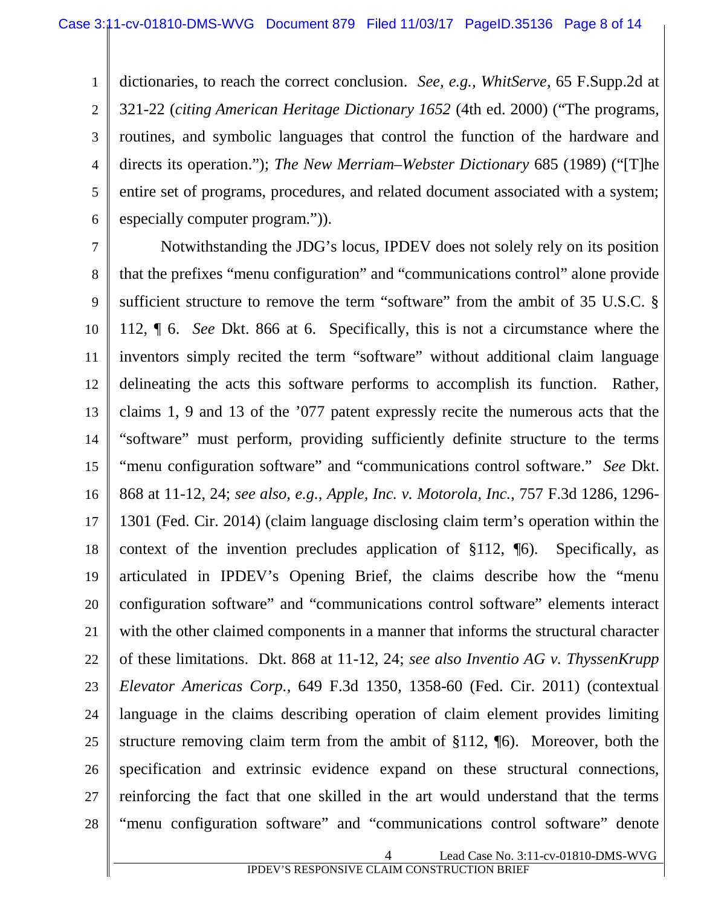dictionaries, to reach the correct conclusion. *See, e.g., WhitServe,* 65 F.Supp.2d at 321-22 (*citing American Heritage Dictionary 1652* (4th ed. 2000) ("The programs, routines, and symbolic languages that control the function of the hardware and directs its operation."); *The New Merriam–Webster Dictionary* 685 (1989) ("[T]he entire set of programs, procedures, and related document associated with a system; especially computer program.")).

Notwithstanding the JDG's locus, IPDEV does not solely rely on its position that the prefixes "menu configuration" and "communications control" alone provide sufficient structure to remove the term "software" from the ambit of 35 U.S.C. § 112, ¶ 6. *See* Dkt. 866 at 6. Specifically, this is not a circumstance where the inventors simply recited the term "software" without additional claim language delineating the acts this software performs to accomplish its function. Rather, claims 1, 9 and 13 of the '077 patent expressly recite the numerous acts that the "software" must perform, providing sufficiently definite structure to the terms "menu configuration software" and "communications control software." *See* Dkt. 868 at 11-12, 24; *see also, e.g., Apple, Inc. v. Motorola, Inc.,* 757 F.3d 1286, 1296-1301 (Fed. Cir. 2014) (claim language disclosing claim term's operation within the context of the invention precludes application of §112, ¶6). Specifically, as articulated in IPDEV's Opening Brief, the claims describe how the "menu configuration software" and "communications control software" elements interact with the other claimed components in a manner that informs the structural character of these limitations. Dkt. 868 at 11-12, 24; *see also Inventio AG v. ThyssenKrupp Elevator Americas Corp.*, 649 F.3d 1350, 1358-60 (Fed. Cir. 2011) (contextual language in the claims describing operation of claim element provides limiting structure removing claim term from the ambit of §112, ¶6). Moreover, both the specification and extrinsic evidence expand on these structural connections, reinforcing the fact that one skilled in the art would understand that the terms "menu configuration software" and "communications control software" denote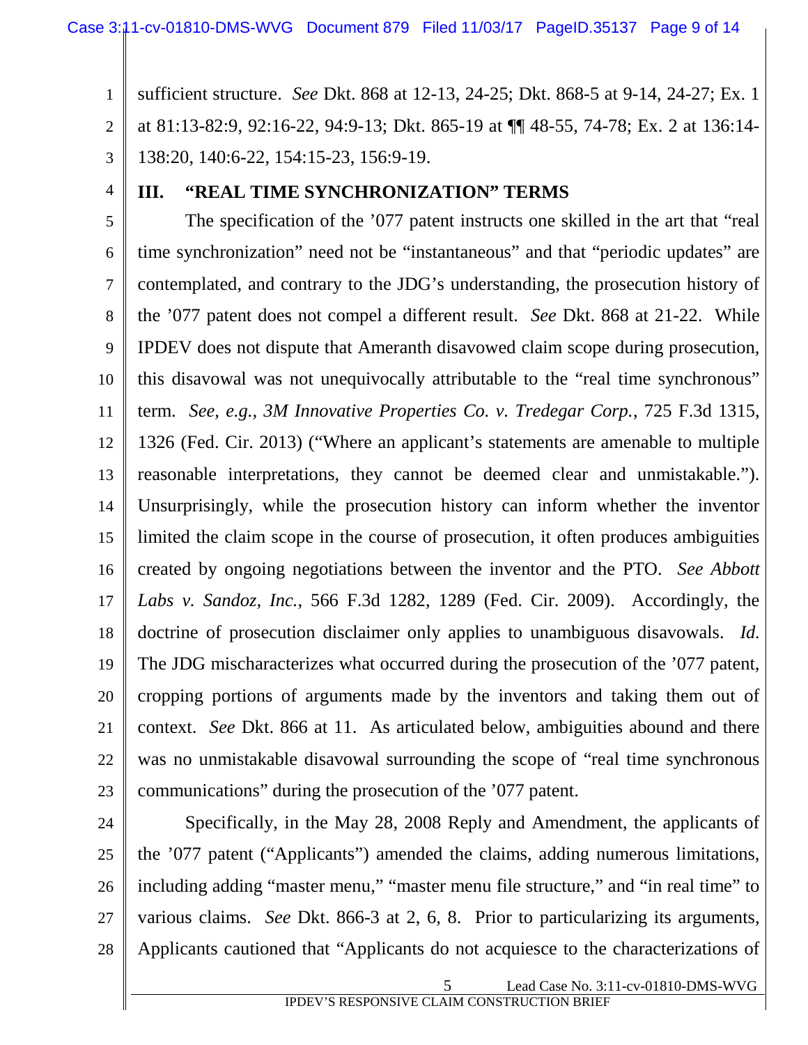sufficient structure. *See* Dkt. 868 at 12-13, 24-25; Dkt. 868-5 at 9-14, 24-27; Ex. 1 at 81:13-82:9, 92:16-22, 94:9-13; Dkt. 865-19 at ¶¶ 48-55, 74-78; Ex. 2 at 136:14-138:20, 140:6-22, 154:15-23, 156:9-19.

## III. "REAL TIME SYNCHRONIZATION" TERMS

The specification of the '077 patent instructs one skilled in the art that "real time synchronization" need not be "instantaneous" and that "periodic updates" are contemplated, and contrary to the JDG's understanding, the prosecution history of the '077 patent does not compel a different result. *See* Dkt. 868 at 21-22. While IPDEV does not dispute that Ameranth disavowed claim scope during prosecution, this disavowal was not unequivocally attributable to the "real time synchronous" term. *See, e.g., 3M Innovative Properties Co. v. Tredegar Corp.*, 725 F.3d 1315, 1326 (Fed. Cir. 2013) ("Where an applicant's statements are amenable to multiple reasonable interpretations, they cannot be deemed clear and unmistakable."). Unsurprisingly, while the prosecution history can inform whether the inventor limited the claim scope in the course of prosecution, it often produces ambiguities created by ongoing negotiations between the inventor and the PTO. *See Abbott Labs v. Sandoz, Inc.*, 566 F.3d 1282, 1289 (Fed. Cir. 2009). Accordingly, the doctrine of prosecution disclaimer only applies to unambiguous disavowals. *Id.* The JDG mischaracterizes what occurred during the prosecution of the '077 patent, cropping portions of arguments made by the inventors and taking them out of context. *See* Dkt. 866 at 11. As articulated below, ambiguities abound and there was no unmistakable disavowal surrounding the scope of "real time synchronous communications" during the prosecution of the '077 patent.

Specifically, in the May 28, 2008 Reply and Amendment, the applicants of the '077 patent ("Applicants") amended the claims, adding numerous limitations, including adding "master menu," "master menu file structure," and "in real time" to various claims. *See* Dkt. 866-3 at 2, 6, 8. Prior to particularizing its arguments, Applicants cautioned that "Applicants do not acquiesce to the characterizations of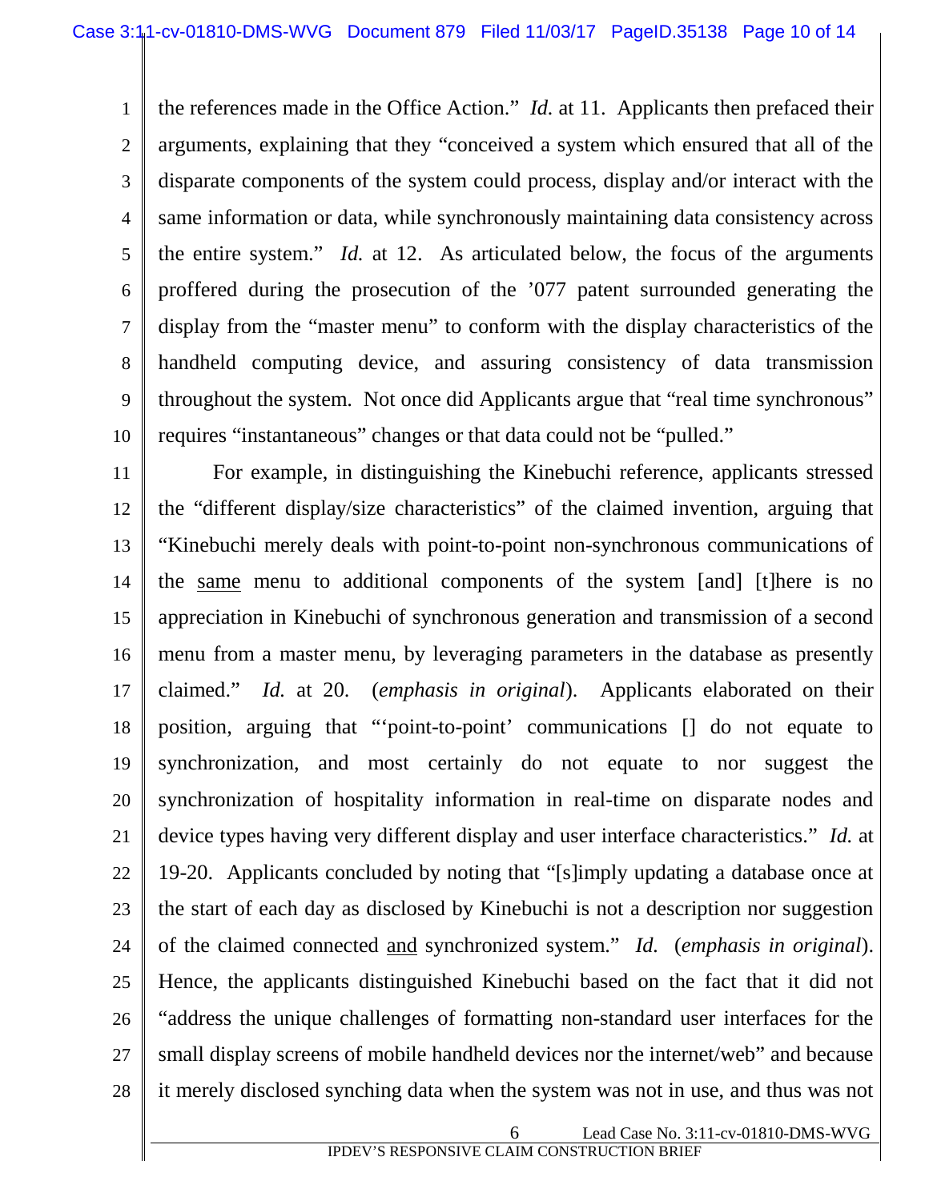the references made in the Office Action." *Id.* at 11. Applicants then prefaced their arguments, explaining that they "conceived a system which ensured that all of the disparate components of the system could process, display and/or interact with the same information or data, while synchronously maintaining data consistency across the entire system." *Id.* at 12. As articulated below, the focus of the arguments proffered during the prosecution of the '077 patent surrounded generating the display from the "master menu" to conform with the display characteristics of the handheld computing device, and assuring consistency of data transmission throughout the system. Not once did Applicants argue that "real time synchronous" requires "instantaneous" changes or that data could not be "pulled."

For example, in distinguishing the Kinebuchi reference, applicants stressed the "different display/size characteristics" of the claimed invention, arguing that "Kinebuchi merely deals with point-to-point non-synchronous communications of the <u>same</u> menu to additional components of the system [and] [t]here is no appreciation in Kinebuchi of synchronous generation and transmission of a second menu from a master menu, by leveraging parameters in the database as presently claimed." *Id.* at 20. (*emphasis in original*). Applicants elaborated on their position, arguing that "'point-to-point' communications [] do not equate to synchronization, and most certainly do not equate to nor suggest the synchronization of hospitality information in real-time on disparate nodes and device types having very different display and user interface characteristics." *Id.* at 19-20. Applicants concluded by noting that "[s]imply updating a database once at the start of each day as disclosed by Kinebuchi is not a description nor suggestion of the claimed connected <u>and</u> synchronized system." *Id.* (*emphasis in original*). Hence, the applicants distinguished Kinebuchi based on the fact that it did not "address the unique challenges of formatting non-standard user interfaces for the small display screens of mobile handheld devices nor the internet/web" and because it merely disclosed synching data when the system was not in use, and thus was not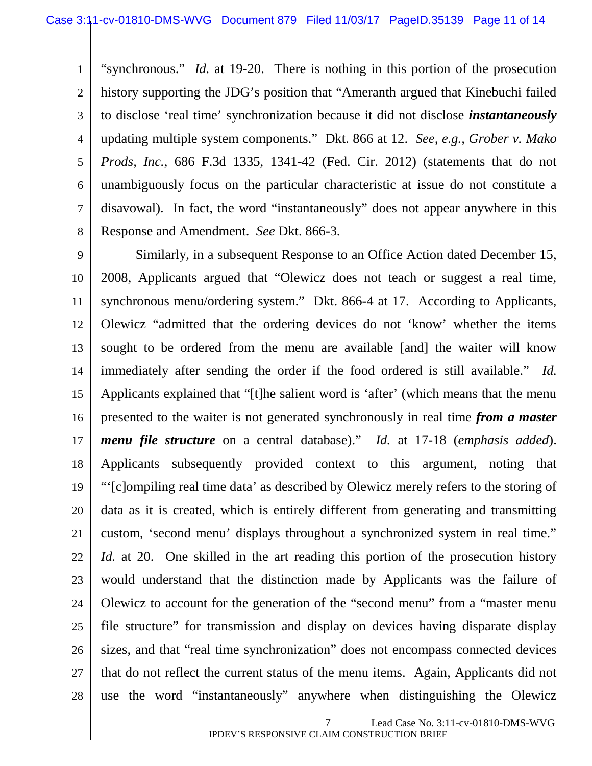"synchronous." *Id.* at 19-20. There is nothing in this portion of the prosecution history supporting the JDG's position that "Ameranth argued that Kinebuchi failed to disclose 'real time' synchronization because it did not disclose ***instantaneously*** updating multiple system components." Dkt. 866 at 12. *See, e.g., Grober v. Mako Prods, Inc.*, 686 F.3d 1335, 1341-42 (Fed. Cir. 2012) (statements that do not unambiguously focus on the particular characteristic at issue do not constitute a disavowal). In fact, the word "instantaneously" does not appear anywhere in this Response and Amendment. *See* Dkt. 866-3.

Similarly, in a subsequent Response to an Office Action dated December 15, 2008, Applicants argued that "Olewicz does not teach or suggest a real time, synchronous menu/ordering system." Dkt. 866-4 at 17. According to Applicants, Olewicz "admitted that the ordering devices do not 'know' whether the items sought to be ordered from the menu are available [and] the waiter will know immediately after sending the order if the food ordered is still available." *Id.* Applicants explained that "[t]he salient word is 'after' (which means that the menu presented to the waiter is not generated synchronously in real time ***from a master menu file structure*** on a central database)." *Id.* at 17-18 (*emphasis added*). Applicants subsequently provided context to this argument, noting that "'[c]ompiling real time data' as described by Olewicz merely refers to the storing of data as it is created, which is entirely different from generating and transmitting custom, 'second menu' displays throughout a synchronized system in real time." *Id.* at 20. One skilled in the art reading this portion of the prosecution history would understand that the distinction made by Applicants was the failure of Olewicz to account for the generation of the "second menu" from a "master menu file structure" for transmission and display on devices having disparate display sizes, and that "real time synchronization" does not encompass connected devices that do not reflect the current status of the menu items. Again, Applicants did not use the word "instantaneously" anywhere when distinguishing the Olewicz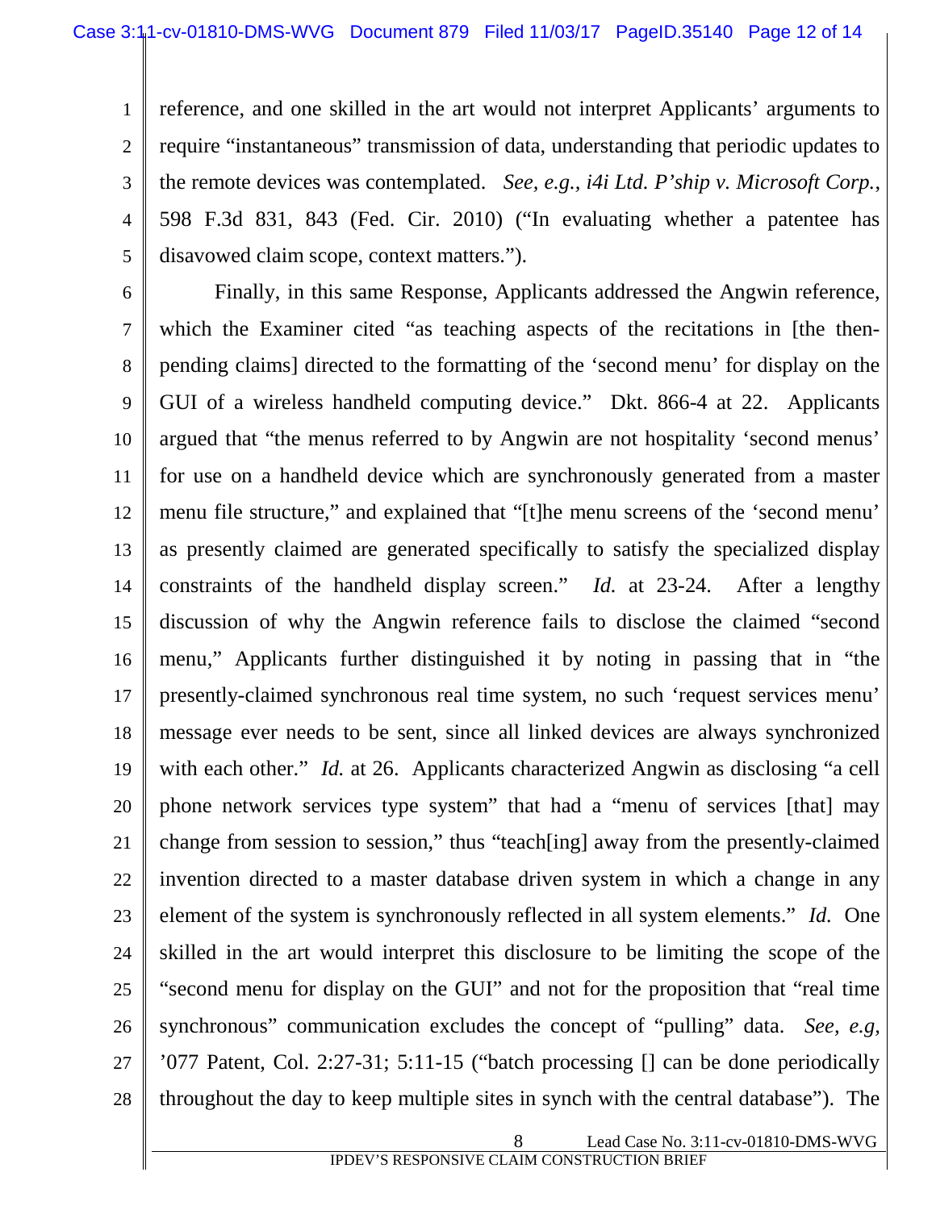reference, and one skilled in the art would not interpret Applicants' arguments to require "instantaneous" transmission of data, understanding that periodic updates to the remote devices was contemplated. *See, e.g.*, *i4i Ltd. P'ship v. Microsoft Corp.*, 598 F.3d 831, 843 (Fed. Cir. 2010) ("In evaluating whether a patentee has disavowed claim scope, context matters.").

Finally, in this same Response, Applicants addressed the Angwin reference, which the Examiner cited "as teaching aspects of the recitations in [the then-pending claims] directed to the formatting of the 'second menu' for display on the GUI of a wireless handheld computing device." Dkt. 866-4 at 22. Applicants argued that "the menus referred to by Angwin are not hospitality 'second menus' for use on a handheld device which are synchronously generated from a master menu file structure," and explained that "[t]he menu screens of the 'second menu' as presently claimed are generated specifically to satisfy the specialized display constraints of the handheld display screen." *Id.* at 23-24. After a lengthy discussion of why the Angwin reference fails to disclose the claimed "second menu," Applicants further distinguished it by noting in passing that in "the presently-claimed synchronous real time system, no such 'request services menu' message ever needs to be sent, since all linked devices are always synchronized with each other." *Id.* at 26. Applicants characterized Angwin as disclosing "a cell phone network services type system" that had a "menu of services [that] may change from session to session," thus "teach[ing] away from the presently-claimed invention directed to a master database driven system in which a change in any element of the system is synchronously reflected in all system elements." *Id.* One skilled in the art would interpret this disclosure to be limiting the scope of the "second menu for display on the GUI" and not for the proposition that "real time synchronous" communication excludes the concept of "pulling" data. *See, e.g,* '077 Patent, Col. 2:27-31; 5:11-15 ("batch processing [] can be done periodically throughout the day to keep multiple sites in synch with the central database"). The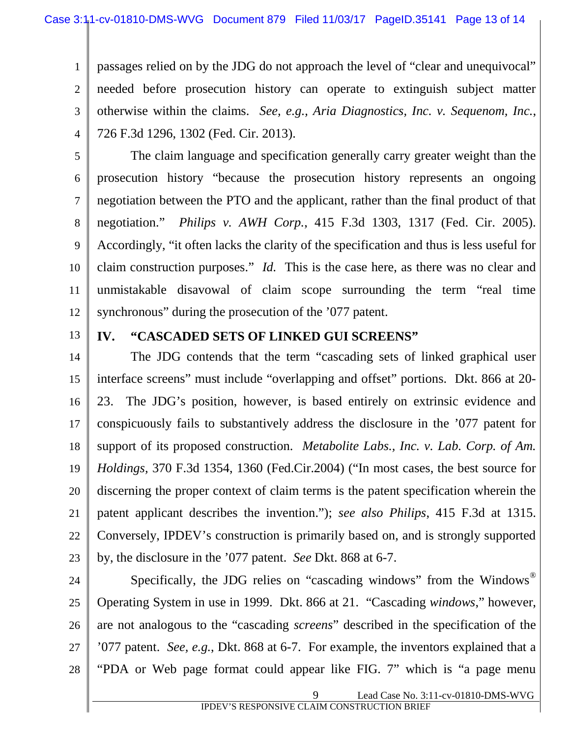passages relied on by the JDG do not approach the level of "clear and unequivocal" needed before prosecution history can operate to extinguish subject matter otherwise within the claims. *See, e.g., Aria Diagnostics, Inc. v. Sequenom, Inc.*, 726 F.3d 1296, 1302 (Fed. Cir. 2013).

The claim language and specification generally carry greater weight than the prosecution history "because the prosecution history represents an ongoing negotiation between the PTO and the applicant, rather than the final product of that negotiation." *Philips v. AWH Corp.*, 415 F.3d 1303, 1317 (Fed. Cir. 2005). Accordingly, "it often lacks the clarity of the specification and thus is less useful for claim construction purposes." *Id.* This is the case here, as there was no clear and unmistakable disavowal of claim scope surrounding the term "real time synchronous" during the prosecution of the '077 patent.

## IV. "CASCADED SETS OF LINKED GUI SCREENS"

The JDG contends that the term "cascading sets of linked graphical user interface screens" must include "overlapping and offset" portions. Dkt. 866 at 20-23. The JDG's position, however, is based entirely on extrinsic evidence and conspicuously fails to substantively address the disclosure in the '077 patent for support of its proposed construction. *Metabolite Labs., Inc. v. Lab. Corp. of Am. Holdings*, 370 F.3d 1354, 1360 (Fed.Cir.2004) ("In most cases, the best source for discerning the proper context of claim terms is the patent specification wherein the patent applicant describes the invention."); *see also Philips*, 415 F.3d at 1315. Conversely, IPDEV's construction is primarily based on, and is strongly supported by, the disclosure in the '077 patent. *See* Dkt. 868 at 6-7.

Specifically, the JDG relies on "cascading windows" from the Windows® Operating System in use in 1999. Dkt. 866 at 21. "Cascading *windows*," however, are not analogous to the "cascading *screens*" described in the specification of the '077 patent. *See, e.g.*, Dkt. 868 at 6-7. For example, the inventors explained that a "PDA or Web page format could appear like FIG. 7" which is "a page menu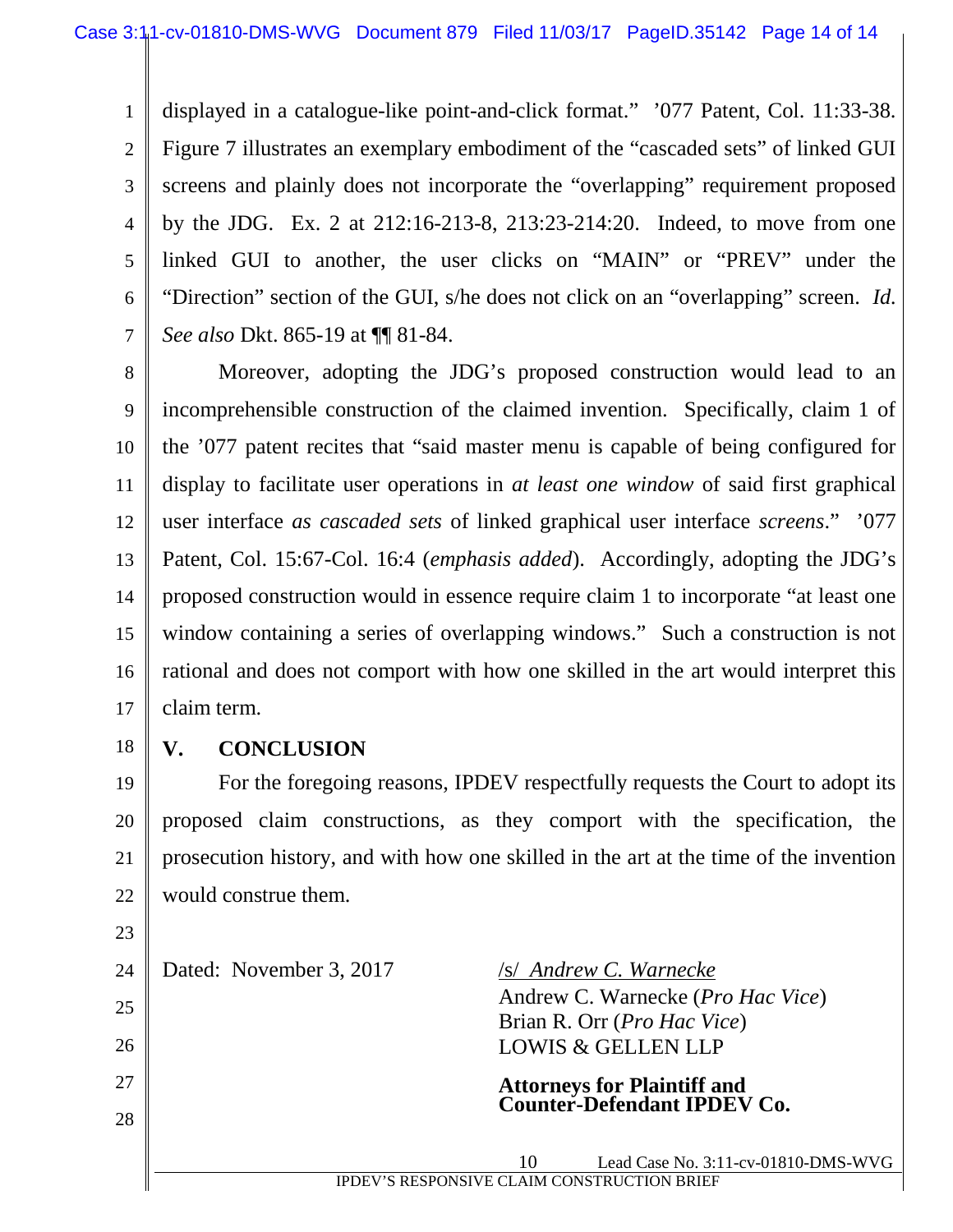displayed in a catalogue-like point-and-click format." '077 Patent, Col. 11:33-38. Figure 7 illustrates an exemplary embodiment of the "cascaded sets" of linked GUI screens and plainly does not incorporate the "overlapping" requirement proposed by the JDG. Ex. 2 at 212:16-213-8, 213:23-214:20. Indeed, to move from one linked GUI to another, the user clicks on "MAIN" or "PREV" under the "Direction" section of the GUI, s/he does not click on an "overlapping" screen. *Id. See also* Dkt. 865-19 at ¶¶ 81-84.

Moreover, adopting the JDG's proposed construction would lead to an incomprehensible construction of the claimed invention. Specifically, claim 1 of the '077 patent recites that "said master menu is capable of being configured for display to facilitate user operations in *at least one window* of said first graphical user interface *as cascaded sets* of linked graphical user interface *screens*." '077 Patent, Col. 15:67-Col. 16:4 (*emphasis added*). Accordingly, adopting the JDG's proposed construction would in essence require claim 1 to incorporate "at least one window containing a series of overlapping windows." Such a construction is not rational and does not comport with how one skilled in the art would interpret this claim term.

## V. CONCLUSION

For the foregoing reasons, IPDEV respectfully requests the Court to adopt its proposed claim constructions, as they comport with the specification, the prosecution history, and with how one skilled in the art at the time of the invention would construe them.

Dated: November 3, 2017

/s/ *Andrew C. Warnecke*
Andrew C. Warnecke (*Pro Hac Vice*)
Brian R. Orr (*Pro Hac Vice*)
LOWIS & GELLEN LLP

**Attorneys for Plaintiff and Counter-Defendant IPDEV Co.**